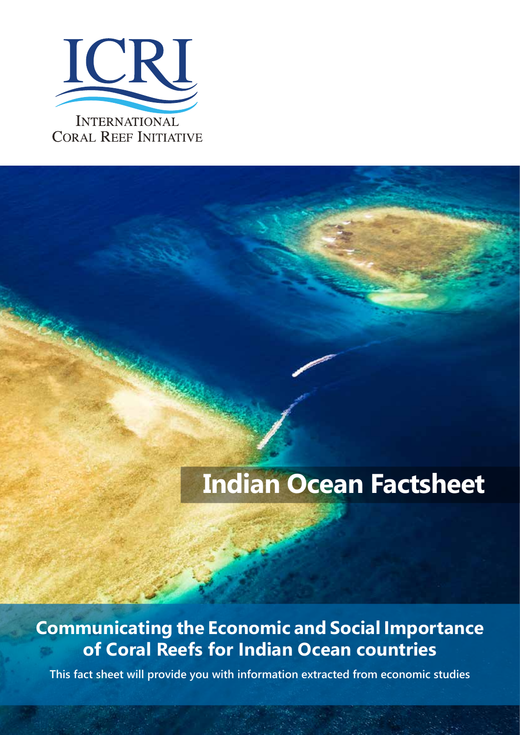ICRI

INTERNATIONAL CORAL REEF INITIATIVE

# Indian Ocean Factsheet

## Communicating the Economic and Social Importance of Coral Reefs for Indian Ocean countries

**This fact sheet will provide you with information extracted from economic studies**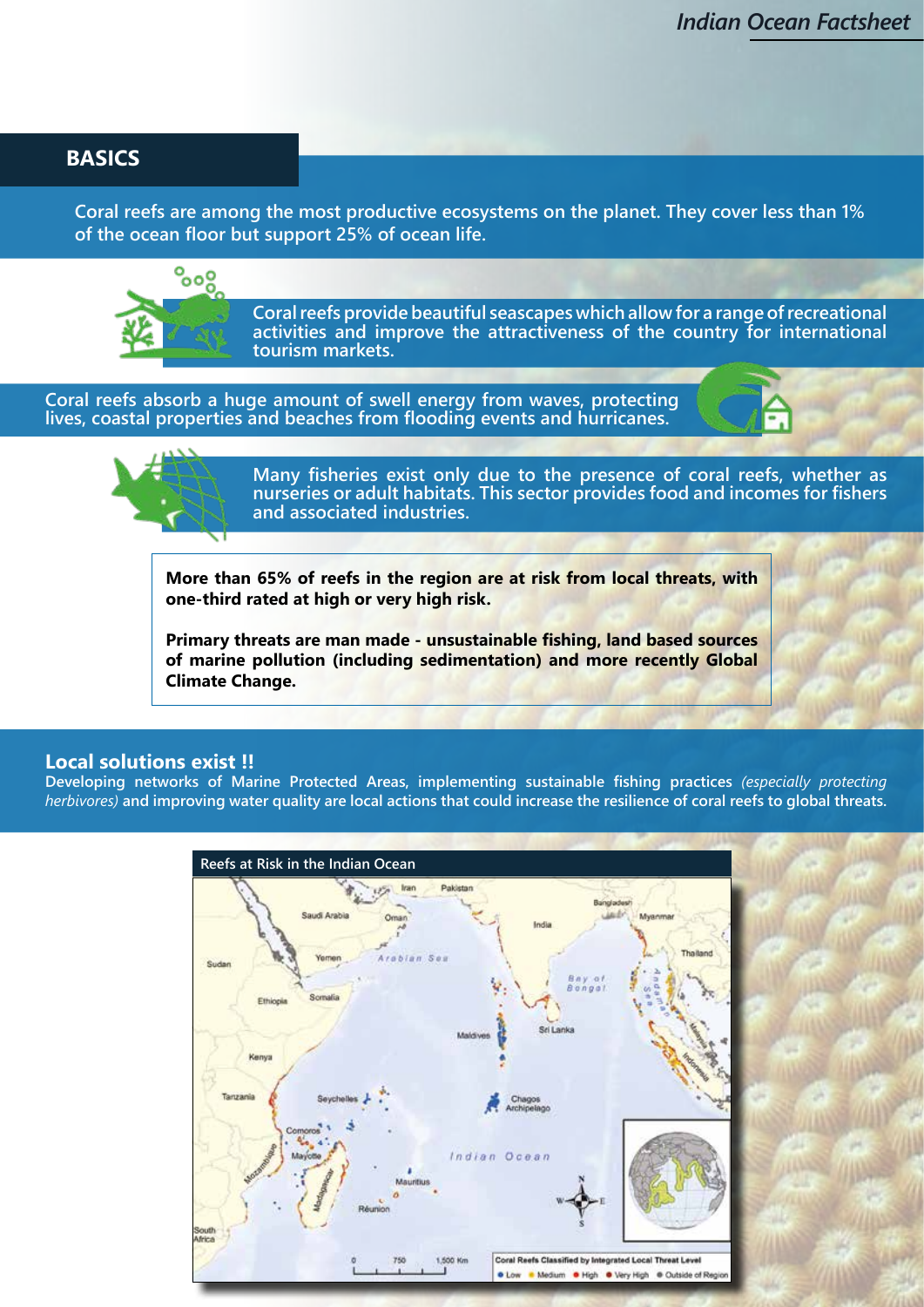## BASICS

**Coral reefs are among the most productive ecosystems on the planet. They cover less than 1% of the ocean floor but support 25% of ocean life.**

**Coral reefs provide beautiful seascapes which allow for a range of recreational activities and improve the attractiveness of the country for international tourism markets.**

**Coral reefs absorb a huge amount of swell energy from waves, protecting lives, coastal properties and beaches from flooding events and hurricanes.**

**Many fisheries exist only due to the presence of coral reefs, whether as nurseries or adult habitats. This sector provides food and incomes for fishers and associated industries.**

**More than 65% of reefs in the region are at risk from local threats, with one-third rated at high or very high risk.**

**Primary threats are man made - unsustainable fishing, land based sources of marine pollution (including sedimentation) and more recently Global Climate Change.**

### Local solutions exist !!

**Developing networks of Marine Protected Areas, implementing sustainable fishing practices** ***(especially protecting herbivores)*** **and improving water quality are local actions that could increase the resilience of coral reefs to global threats.**

Reefs at Risk in the Indian Ocean

Coral Reefs Classified by Integrated Local Threat Level: Low, Medium, High, Very High, Outside of Region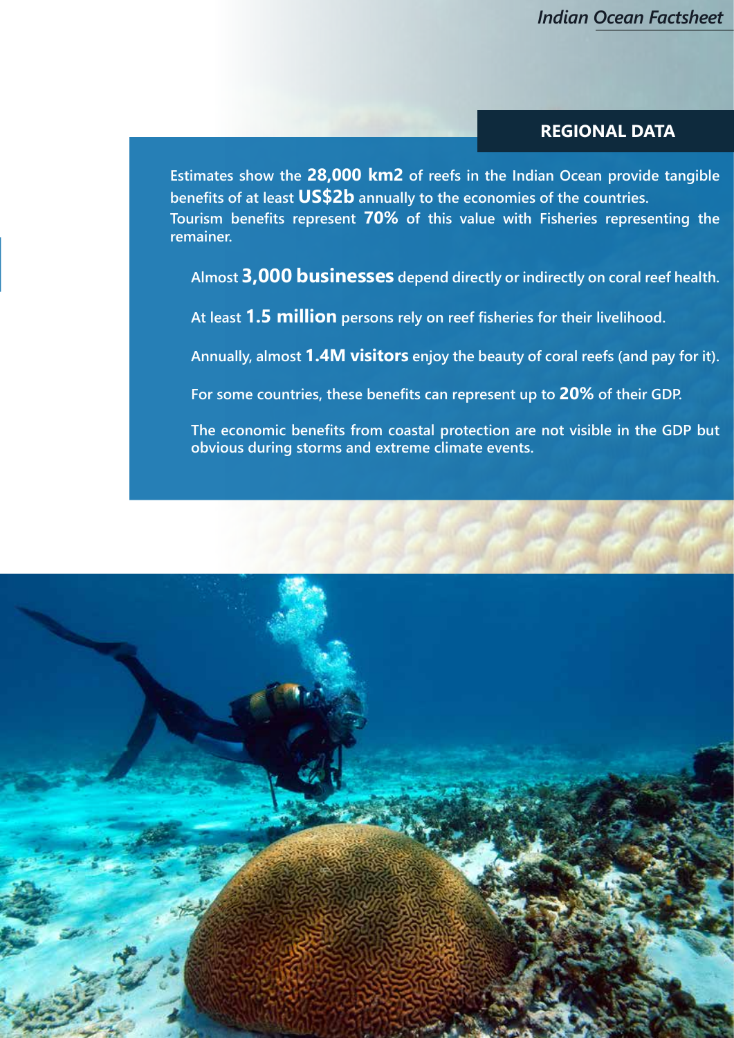## REGIONAL DATA

Estimates show the **28,000 km2** of reefs in the Indian Ocean provide tangible benefits of at least **US$2b** annually to the economies of the countries. Tourism benefits represent **70%** of this value with Fisheries representing the remainer.

Almost **3,000 businesses** depend directly or indirectly on coral reef health.

At least **1.5 million** persons rely on reef fisheries for their livelihood.

Annually, almost **1.4M visitors** enjoy the beauty of coral reefs (and pay for it).

For some countries, these benefits can represent up to **20%** of their GDP.

The economic benefits from coastal protection are not visible in the GDP but obvious during storms and extreme climate events.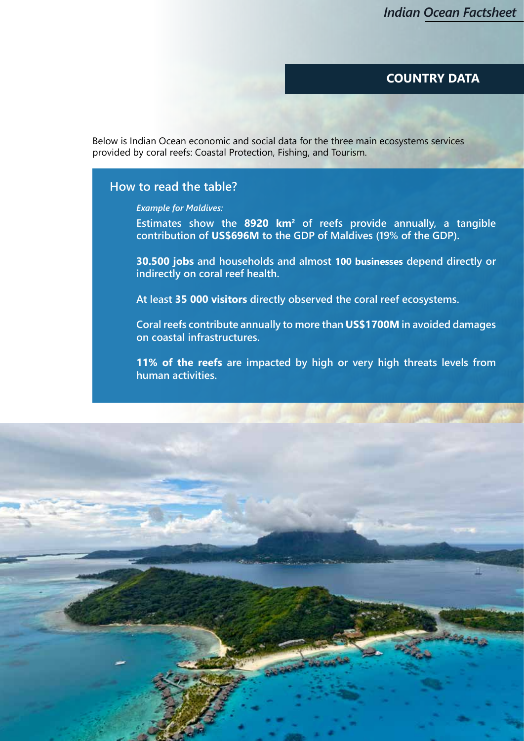## COUNTRY DATA

Below is Indian Ocean economic and social data for the three main ecosystems services provided by coral reefs: Coastal Protection, Fishing, and Tourism.

### How to read the table?

*Example for Maldives:*

Estimates show the **8920 km²** of reefs provide annually, a tangible contribution of **US$696M** to the GDP of Maldives (19% of the GDP).

**30.500 jobs** and households and almost **100 businesses** depend directly or indirectly on coral reef health.

At least **35 000 visitors** directly observed the coral reef ecosystems.

Coral reefs contribute annually to more than **US$1700M** in avoided damages on coastal infrastructures.

**11% of the reefs** are impacted by high or very high threats levels from human activities.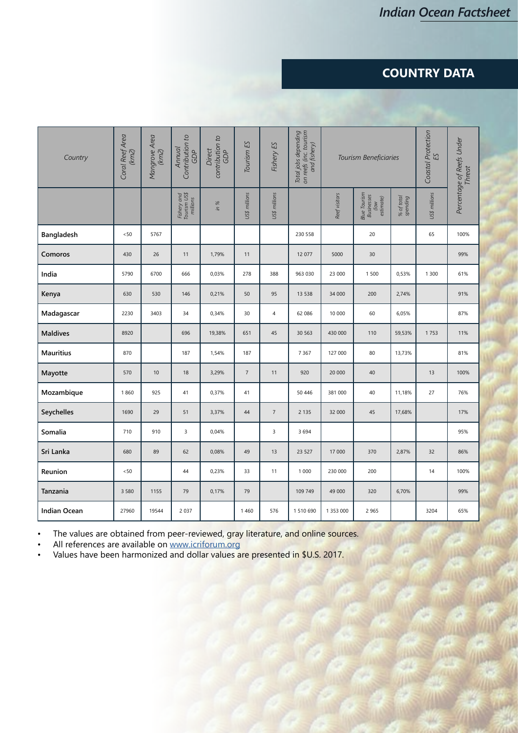## COUNTRY DATA

| Country | Coral Reef Area (km2) | Mangrove Area (km2) | Annual Contribution to GDP | Direct contribution to GDP | Tourism ES | Fishery ES | Total jobs depending on reefs (inc. tourism and fishery) | Tourism Beneficiaries | | | Coastal Protection ES | Percentage of Reefs Under Threat |
|---|---|---|---|---|---|---|---|---|---|---|---|---|
| | | | Fishery and Tourism US$ millions | in % | US$ millions | US$ millions | | Reef visitors | Blue Tourism Businesses (low estimate) | % of total spending | US$ millions | |
| **Bangladesh** | <50 | 5767 | | | | | 230 558 | | 20 | | 65 | 100% |
| **Comoros** | 430 | 26 | 11 | 1,79% | 11 | | 12 077 | 5000 | 30 | | | 99% |
| **India** | 5790 | 6700 | 666 | 0,03% | 278 | 388 | 963 030 | 23 000 | 1 500 | 0,53% | 1 300 | 61% |
| **Kenya** | 630 | 530 | 146 | 0,21% | 50 | 95 | 13 538 | 34 000 | 200 | 2,74% | | 91% |
| **Madagascar** | 2230 | 3403 | 34 | 0,34% | 30 | 4 | 62 086 | 10 000 | 60 | 6,05% | | 87% |
| **Maldives** | 8920 | | 696 | 19,38% | 651 | 45 | 30 563 | 430 000 | 110 | 59,53% | 1 753 | 11% |
| **Mauritius** | 870 | | 187 | 1,54% | 187 | | 7 367 | 127 000 | 80 | 13,73% | | 81% |
| **Mayotte** | 570 | 10 | 18 | 3,29% | 7 | 11 | 920 | 20 000 | 40 | | 13 | 100% |
| **Mozambique** | 1 860 | 925 | 41 | 0,37% | 41 | | 50 446 | 381 000 | 40 | 11,18% | 27 | 76% |
| **Seychelles** | 1690 | 29 | 51 | 3,37% | 44 | 7 | 2 135 | 32 000 | 45 | 17,68% | | 17% |
| **Somalia** | 710 | 910 | 3 | 0,04% | | 3 | 3 694 | | | | | 95% |
| **Sri Lanka** | 680 | 89 | 62 | 0,08% | 49 | 13 | 23 527 | 17 000 | 370 | 2,87% | 32 | 86% |
| **Reunion** | <50 | | 44 | 0,23% | 33 | 11 | 1 000 | 230 000 | 200 | | 14 | 100% |
| **Tanzania** | 3 580 | 1155 | 79 | 0,17% | 79 | | 109 749 | 49 000 | 320 | 6,70% | | 99% |
| **Indian Ocean** | 27960 | 19544 | 2 037 | | 1 460 | 576 | 1 510 690 | 1 353 000 | 2 965 | | 3204 | 65% |

- The values are obtained from peer-reviewed, gray literature, and online sources.
- All references are available on www.icriforum.org
- Values have been harmonized and dollar values are presented in $U.S. 2017.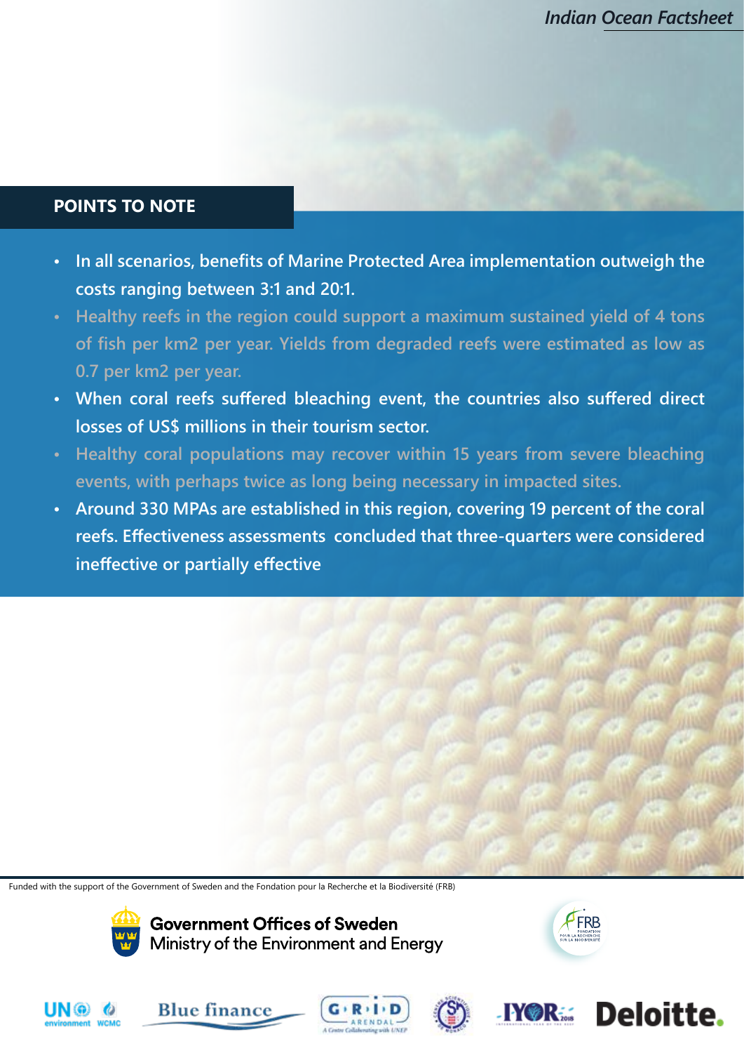## POINTS TO NOTE

- In all scenarios, benefits of Marine Protected Area implementation outweigh the costs ranging between 3:1 and 20:1.
- Healthy reefs in the region could support a maximum sustained yield of 4 tons of fish per km2 per year. Yields from degraded reefs were estimated as low as 0.7 per km2 per year.
- When coral reefs suffered bleaching event, the countries also suffered direct losses of US$ millions in their tourism sector.
- Healthy coral populations may recover within 15 years from severe bleaching events, with perhaps twice as long being necessary in impacted sites.
- Around 330 MPAs are established in this region, covering 19 percent of the coral reefs. Effectiveness assessments concluded that three-quarters were considered ineffective or partially effective

Funded with the support of the Government of Sweden and the Fondation pour la Recherche et la Biodiversité (FRB)

Government Offices of Sweden
Ministry of the Environment and Energy